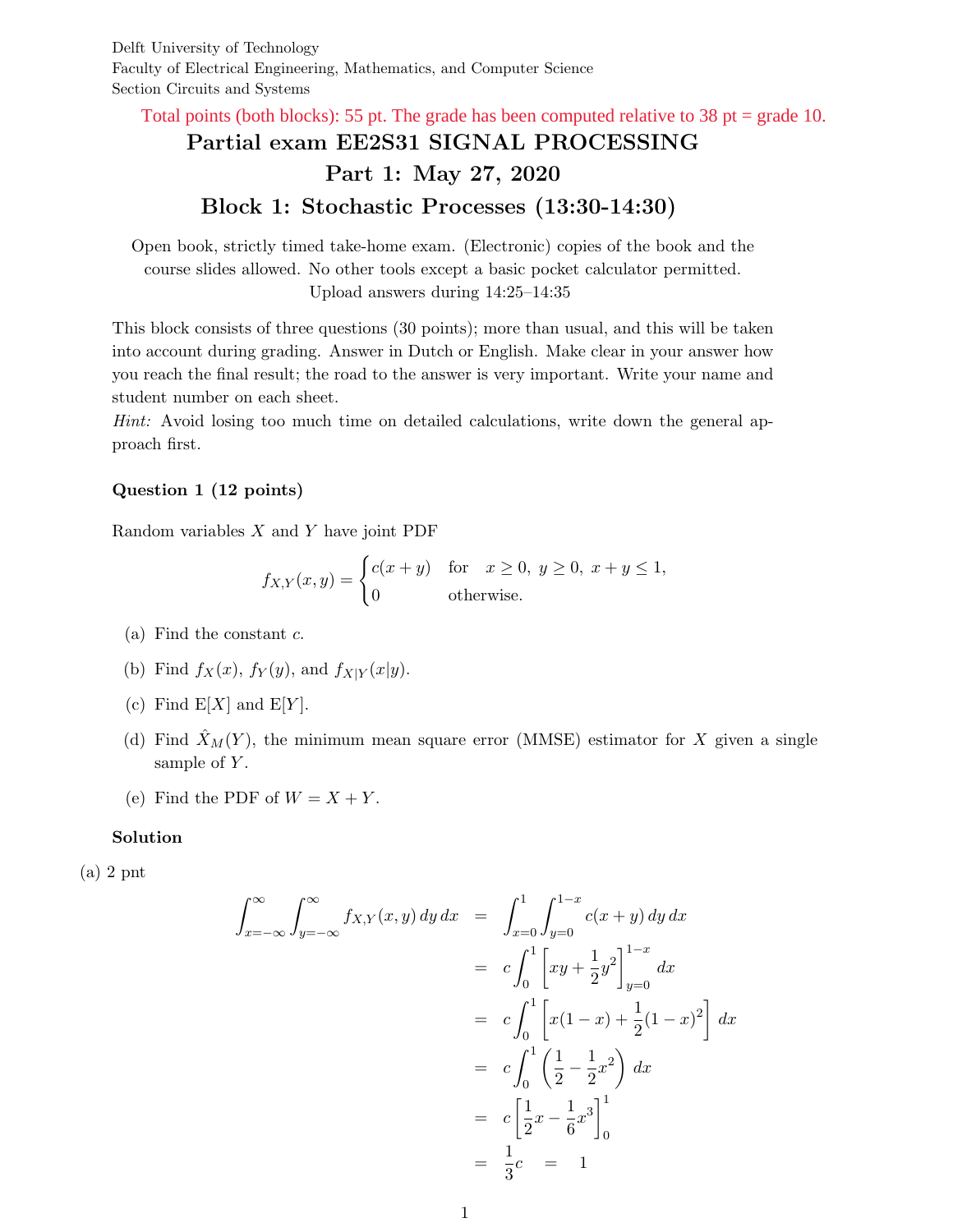Delft University of Technology
Faculty of Electrical Engineering, Mathematics, and Computer Science
Section Circuits and Systems

Total points (both blocks): 55 pt. The grade has been computed relative to 38 pt = grade 10.

# Partial exam EE2S31 SIGNAL PROCESSING

## Part 1: May 27, 2020

## Block 1: Stochastic Processes (13:30-14:30)

Open book, strictly timed take-home exam. (Electronic) copies of the book and the course slides allowed. No other tools except a basic pocket calculator permitted. Upload answers during 14:25–14:35

This block consists of three questions (30 points); more than usual, and this will be taken into account during grading. Answer in Dutch or English. Make clear in your answer how you reach the final result; the road to the answer is very important. Write your name and student number on each sheet.

*Hint:* Avoid losing too much time on detailed calculations, write down the general approach first.

**Question 1 (12 points)**

Random variables $X$ and $Y$ have joint PDF

$$f_{X,Y}(x,y) = \begin{cases} c(x+y) & \text{for} \quad x \geq 0,\ y \geq 0,\ x+y \leq 1, \\ 0 & \text{otherwise.} \end{cases}$$

(a) Find the constant $c$.

(b) Find $f_X(x)$, $f_Y(y)$, and $f_{X|Y}(x|y)$.

(c) Find $\mathrm{E}[X]$ and $\mathrm{E}[Y]$.

(d) Find $\hat{X}_M(Y)$, the minimum mean square error (MMSE) estimator for $X$ given a single sample of $Y$.

(e) Find the PDF of $W = X + Y$.

**Solution**

(a) 2 pnt

$$\begin{aligned}
\int_{x=-\infty}^{\infty}\int_{y=-\infty}^{\infty} f_{X,Y}(x,y)\,dy\,dx &= \int_{x=0}^{1}\int_{y=0}^{1-x} c(x+y)\,dy\,dx \\
&= c\int_0^1 \left[xy + \frac{1}{2}y^2\right]_{y=0}^{1-x} dx \\
&= c\int_0^1 \left[x(1-x) + \frac{1}{2}(1-x)^2\right] dx \\
&= c\int_0^1 \left(\frac{1}{2} - \frac{1}{2}x^2\right) dx \\
&= c\left[\frac{1}{2}x - \frac{1}{6}x^3\right]_0^1 \\
&= \frac{1}{3}c \quad = \quad 1
\end{aligned}$$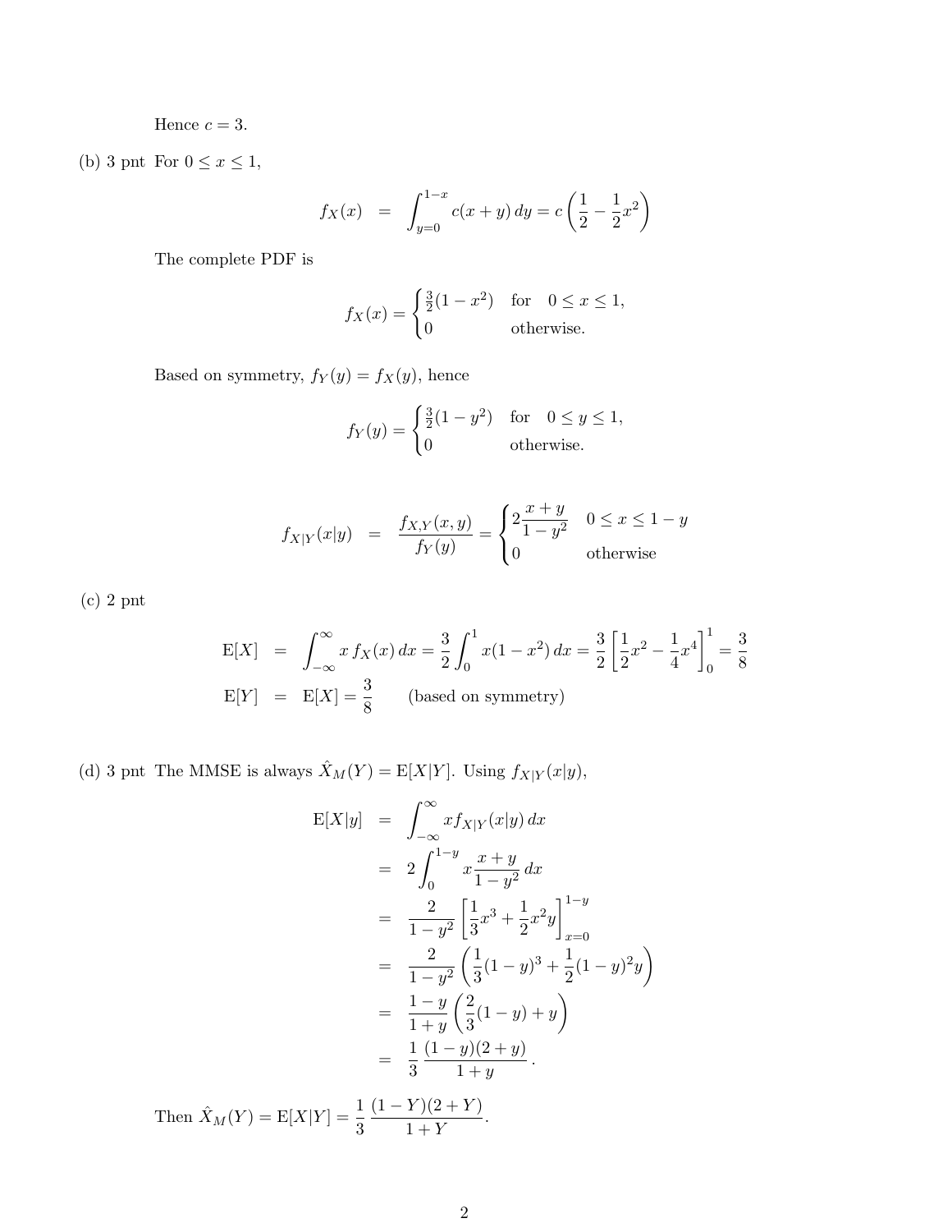Hence $c = 3$.

(b) 3 pnt For $0 \le x \le 1$,

$$f_X(x) = \int_{y=0}^{1-x} c(x+y)\,dy = c\left(\frac{1}{2} - \frac{1}{2}x^2\right)$$

The complete PDF is

$$f_X(x) = \begin{cases} \frac{3}{2}(1-x^2) & \text{for} \quad 0 \le x \le 1, \\ 0 & \text{otherwise.} \end{cases}$$

Based on symmetry, $f_Y(y) = f_X(y)$, hence

$$f_Y(y) = \begin{cases} \frac{3}{2}(1-y^2) & \text{for} \quad 0 \le y \le 1, \\ 0 & \text{otherwise.} \end{cases}$$

$$f_{X|Y}(x|y) = \frac{f_{X,Y}(x,y)}{f_Y(y)} = \begin{cases} 2\dfrac{x+y}{1-y^2} & 0 \le x \le 1-y \\ 0 & \text{otherwise} \end{cases}$$

(c) 2 pnt

$$\begin{aligned} \mathrm{E}[X] &= \int_{-\infty}^{\infty} x\, f_X(x)\,dx = \frac{3}{2}\int_0^1 x(1-x^2)\,dx = \frac{3}{2}\left[\frac{1}{2}x^2 - \frac{1}{4}x^4\right]_0^1 = \frac{3}{8} \\ \mathrm{E}[Y] &= \mathrm{E}[X] = \frac{3}{8} \qquad \text{(based on symmetry)} \end{aligned}$$

(d) 3 pnt The MMSE is always $\hat{X}_M(Y) = \mathrm{E}[X|Y]$. Using $f_{X|Y}(x|y)$,

$$\begin{aligned} \mathrm{E}[X|y] &= \int_{-\infty}^{\infty} x f_{X|Y}(x|y)\,dx \\ &= 2\int_0^{1-y} x\frac{x+y}{1-y^2}\,dx \\ &= \frac{2}{1-y^2}\left[\frac{1}{3}x^3 + \frac{1}{2}x^2 y\right]_{x=0}^{1-y} \\ &= \frac{2}{1-y^2}\left(\frac{1}{3}(1-y)^3 + \frac{1}{2}(1-y)^2 y\right) \\ &= \frac{1-y}{1+y}\left(\frac{2}{3}(1-y) + y\right) \\ &= \frac{1}{3}\,\frac{(1-y)(2+y)}{1+y}. \end{aligned}$$

Then $\hat{X}_M(Y) = \mathrm{E}[X|Y] = \dfrac{1}{3}\,\dfrac{(1-Y)(2+Y)}{1+Y}$.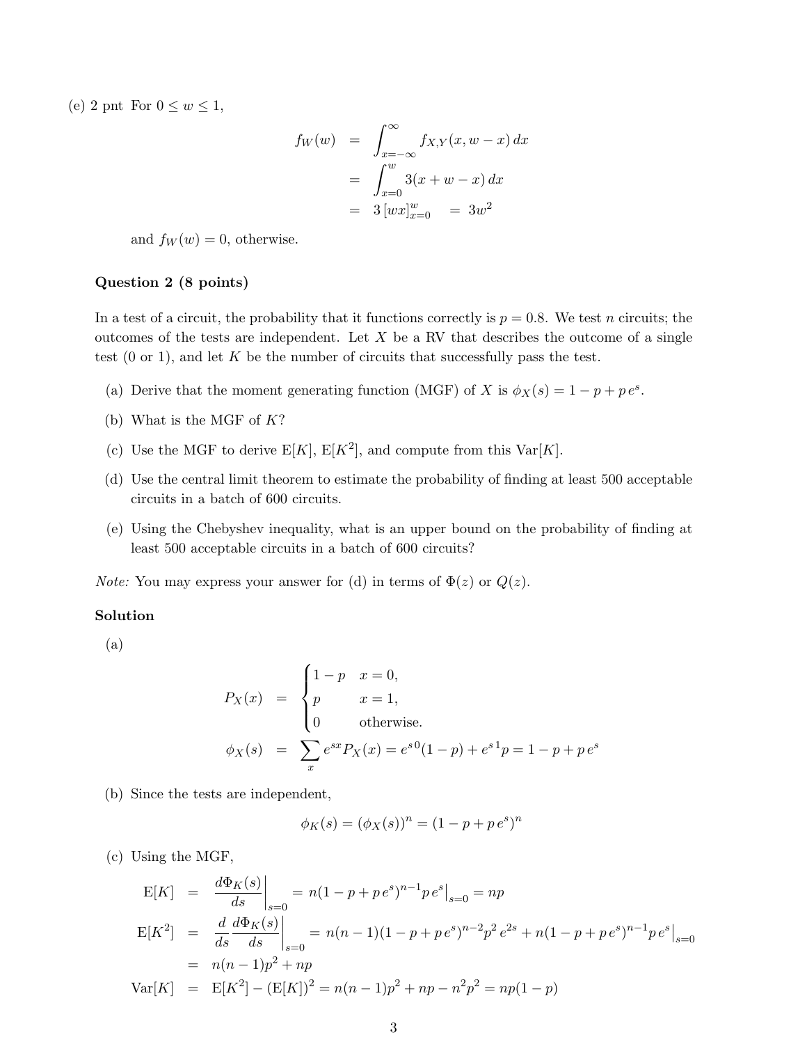(e) 2 pnt For $0 \le w \le 1$,

$$
\begin{aligned}
f_W(w) &= \int_{x=-\infty}^{\infty} f_{X,Y}(x, w-x)\, dx \\
&= \int_{x=0}^{w} 3(x + w - x)\, dx \\
&= 3\,[wx]_{x=0}^{w} \quad = 3w^2
\end{aligned}
$$

and $f_W(w) = 0$, otherwise.

**Question 2 (8 points)**

In a test of a circuit, the probability that it functions correctly is $p = 0.8$. We test $n$ circuits; the outcomes of the tests are independent. Let $X$ be a RV that describes the outcome of a single test (0 or 1), and let $K$ be the number of circuits that successfully pass the test.

(a) Derive that the moment generating function (MGF) of $X$ is $\phi_X(s) = 1 - p + p\,e^s$.

(b) What is the MGF of $K$?

(c) Use the MGF to derive $\mathrm{E}[K]$, $\mathrm{E}[K^2]$, and compute from this $\mathrm{Var}[K]$.

(d) Use the central limit theorem to estimate the probability of finding at least 500 acceptable circuits in a batch of 600 circuits.

(e) Using the Chebyshev inequality, what is an upper bound on the probability of finding at least 500 acceptable circuits in a batch of 600 circuits?

*Note:* You may express your answer for (d) in terms of $\Phi(z)$ or $Q(z)$.

**Solution**

(a)

$$
P_X(x) = \begin{cases} 1-p & x = 0, \\ p & x = 1, \\ 0 & \text{otherwise.} \end{cases}
$$

$$
\phi_X(s) = \sum_x e^{sx} P_X(x) = e^{s\,0}(1-p) + e^{s\,1}p = 1 - p + p\,e^s
$$

(b) Since the tests are independent,

$$
\phi_K(s) = (\phi_X(s))^n = (1 - p + p\,e^s)^n
$$

(c) Using the MGF,

$$
\begin{aligned}
\mathrm{E}[K] &= \left.\frac{d\Phi_K(s)}{ds}\right|_{s=0} = n(1-p+p\,e^s)^{n-1} p\,e^s\Big|_{s=0} = np \\
\mathrm{E}[K^2] &= \left.\frac{d}{ds}\frac{d\Phi_K(s)}{ds}\right|_{s=0} = n(n-1)(1-p+p\,e^s)^{n-2}p^2\,e^{2s} + n(1-p+p\,e^s)^{n-1}p\,e^s\Big|_{s=0} \\
&= n(n-1)p^2 + np \\
\mathrm{Var}[K] &= \mathrm{E}[K^2] - (\mathrm{E}[K])^2 = n(n-1)p^2 + np - n^2p^2 = np(1-p)
\end{aligned}
$$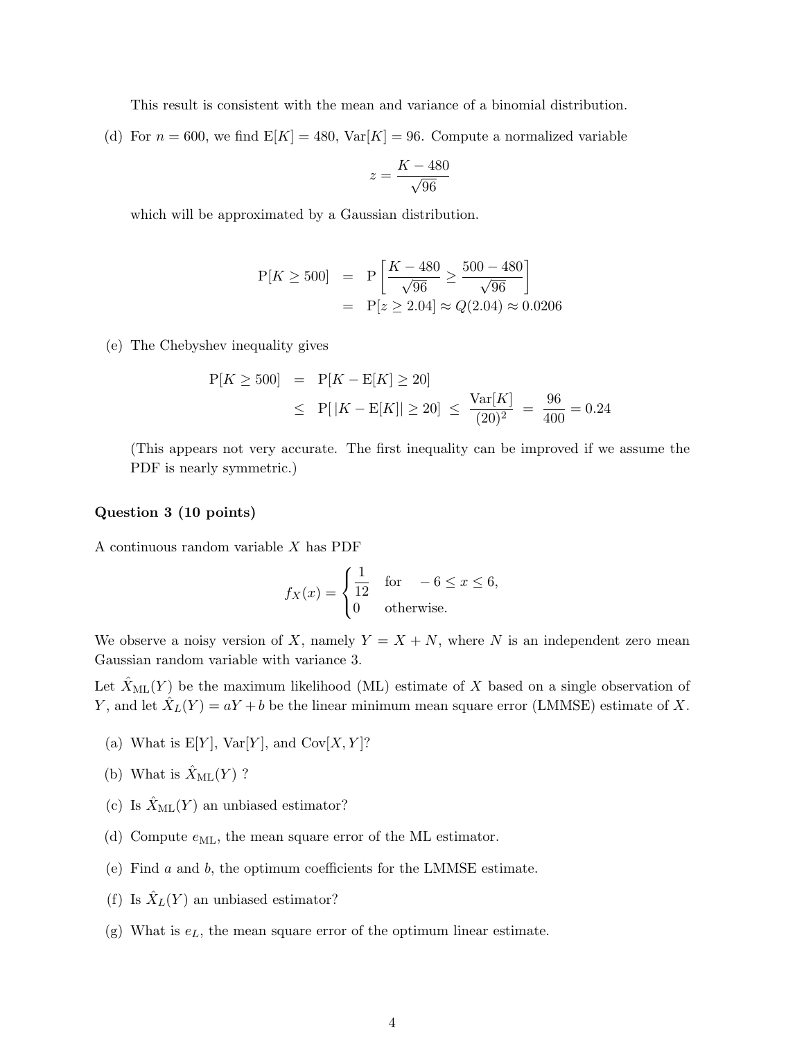This result is consistent with the mean and variance of a binomial distribution.

(d) For $n = 600$, we find $\mathrm{E}[K] = 480$, $\mathrm{Var}[K] = 96$. Compute a normalized variable

$$z = \frac{K - 480}{\sqrt{96}}$$

which will be approximated by a Gaussian distribution.

$$\begin{aligned}
\mathrm{P}[K \geq 500] &= \mathrm{P}\left[\frac{K-480}{\sqrt{96}} \geq \frac{500-480}{\sqrt{96}}\right] \\
&= \mathrm{P}[z \geq 2.04] \approx Q(2.04) \approx 0.0206
\end{aligned}$$

(e) The Chebyshev inequality gives

$$\begin{aligned}
\mathrm{P}[K \geq 500] &= \mathrm{P}[K - \mathrm{E}[K] \geq 20] \\
&\leq \mathrm{P}[|K - \mathrm{E}[K]| \geq 20] \leq \frac{\mathrm{Var}[K]}{(20)^2} = \frac{96}{400} = 0.24
\end{aligned}$$

(This appears not very accurate. The first inequality can be improved if we assume the PDF is nearly symmetric.)

**Question 3 (10 points)**

A continuous random variable $X$ has PDF

$$f_X(x) = \begin{cases} \dfrac{1}{12} & \text{for} \quad -6 \leq x \leq 6, \\ 0 & \text{otherwise.} \end{cases}$$

We observe a noisy version of $X$, namely $Y = X + N$, where $N$ is an independent zero mean Gaussian random variable with variance 3.

Let $\hat{X}_{\mathrm{ML}}(Y)$ be the maximum likelihood (ML) estimate of $X$ based on a single observation of $Y$, and let $\hat{X}_L(Y) = aY + b$ be the linear minimum mean square error (LMMSE) estimate of $X$.

(a) What is $\mathrm{E}[Y]$, $\mathrm{Var}[Y]$, and $\mathrm{Cov}[X, Y]$?

(b) What is $\hat{X}_{\mathrm{ML}}(Y)$ ?

(c) Is $\hat{X}_{\mathrm{ML}}(Y)$ an unbiased estimator?

(d) Compute $e_{\mathrm{ML}}$, the mean square error of the ML estimator.

(e) Find $a$ and $b$, the optimum coefficients for the LMMSE estimate.

(f) Is $\hat{X}_L(Y)$ an unbiased estimator?

(g) What is $e_L$, the mean square error of the optimum linear estimate.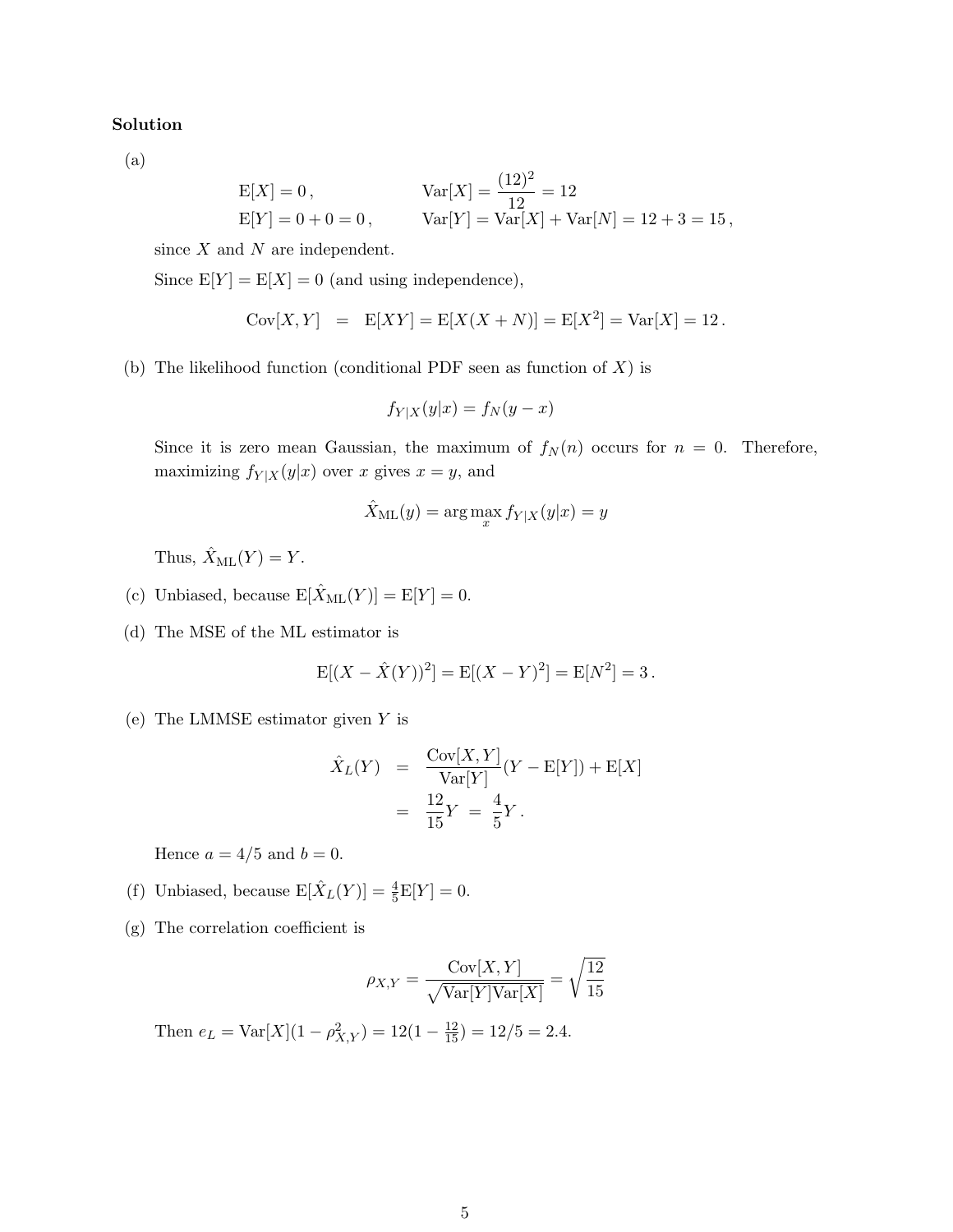**Solution**

(a)

$$
\begin{aligned}
&\mathrm{E}[X] = 0\,, && \mathrm{Var}[X] = \frac{(12)^2}{12} = 12 \\
&\mathrm{E}[Y] = 0 + 0 = 0\,, && \mathrm{Var}[Y] = \mathrm{Var}[X] + \mathrm{Var}[N] = 12 + 3 = 15\,,
\end{aligned}
$$

since $X$ and $N$ are independent.

Since $\mathrm{E}[Y] = \mathrm{E}[X] = 0$ (and using independence),

$$
\mathrm{Cov}[X, Y] \;=\; \mathrm{E}[XY] = \mathrm{E}[X(X+N)] = \mathrm{E}[X^2] = \mathrm{Var}[X] = 12\,.
$$

(b) The likelihood function (conditional PDF seen as function of $X$) is

$$
f_{Y|X}(y|x) = f_N(y - x)
$$

Since it is zero mean Gaussian, the maximum of $f_N(n)$ occurs for $n = 0$. Therefore, maximizing $f_{Y|X}(y|x)$ over $x$ gives $x = y$, and

$$
\hat{X}_{\mathrm{ML}}(y) = \arg\max_x f_{Y|X}(y|x) = y
$$

Thus, $\hat{X}_{\mathrm{ML}}(Y) = Y$.

(c) Unbiased, because $\mathrm{E}[\hat{X}_{\mathrm{ML}}(Y)] = \mathrm{E}[Y] = 0$.

(d) The MSE of the ML estimator is

$$
\mathrm{E}[(X - \hat{X}(Y))^2] = \mathrm{E}[(X - Y)^2] = \mathrm{E}[N^2] = 3\,.
$$

(e) The LMMSE estimator given $Y$ is

$$
\begin{aligned}
\hat{X}_L(Y) &= \frac{\mathrm{Cov}[X,Y]}{\mathrm{Var}[Y]}(Y - \mathrm{E}[Y]) + \mathrm{E}[X] \\
&= \frac{12}{15}Y \;=\; \frac{4}{5}Y\,.
\end{aligned}
$$

Hence $a = 4/5$ and $b = 0$.

(f) Unbiased, because $\mathrm{E}[\hat{X}_L(Y)] = \frac{4}{5}\mathrm{E}[Y] = 0$.

(g) The correlation coefficient is

$$
\rho_{X,Y} = \frac{\mathrm{Cov}[X,Y]}{\sqrt{\mathrm{Var}[Y]\mathrm{Var}[X]}} = \sqrt{\frac{12}{15}}
$$

Then $e_L = \mathrm{Var}[X](1 - \rho_{X,Y}^2) = 12(1 - \frac{12}{15}) = 12/5 = 2.4$.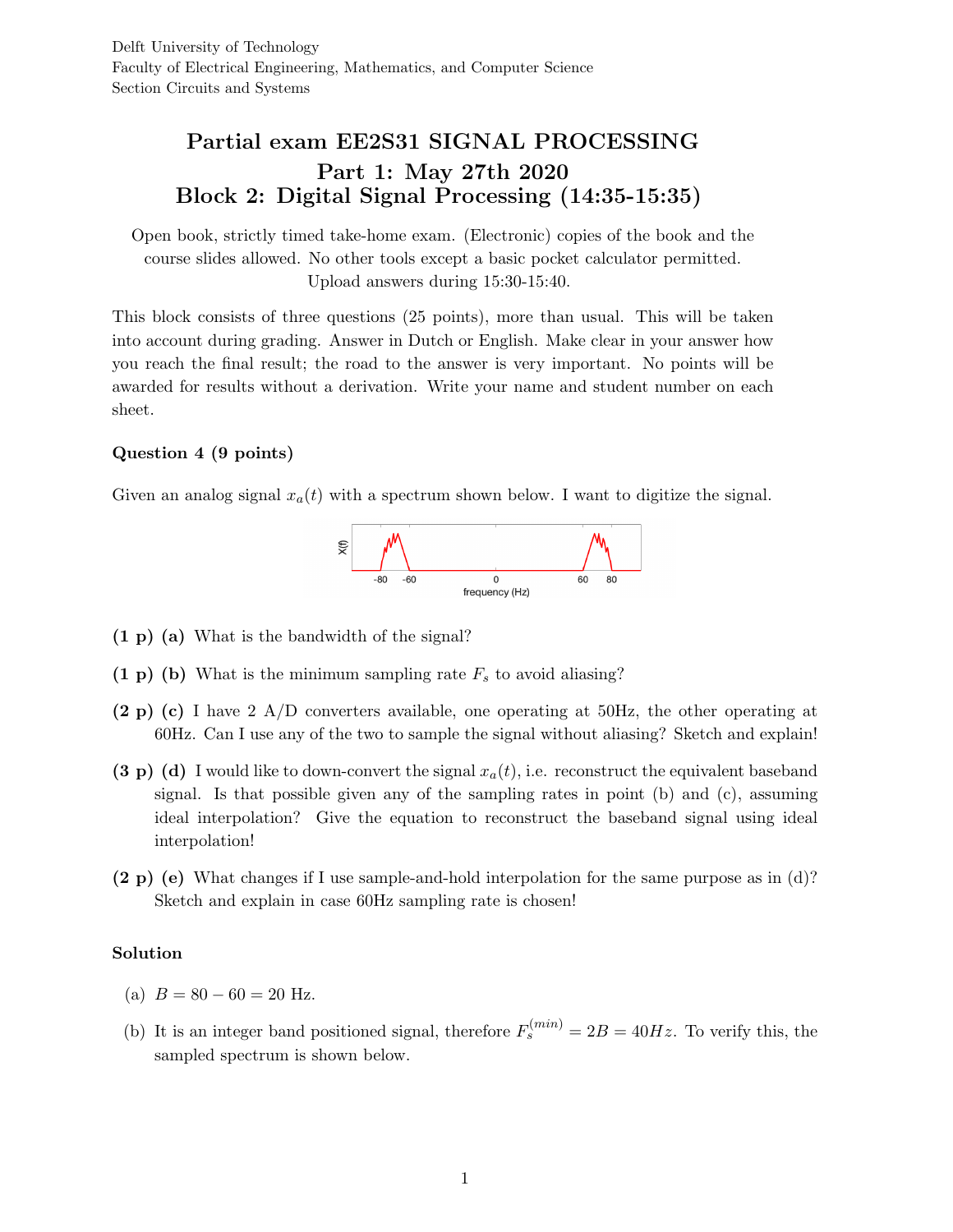Delft University of Technology
Faculty of Electrical Engineering, Mathematics, and Computer Science
Section Circuits and Systems

# Partial exam EE2S31 SIGNAL PROCESSING
## Part 1: May 27th 2020
## Block 2: Digital Signal Processing (14:35-15:35)

Open book, strictly timed take-home exam. (Electronic) copies of the book and the course slides allowed. No other tools except a basic pocket calculator permitted. Upload answers during 15:30-15:40.

This block consists of three questions (25 points), more than usual. This will be taken into account during grading. Answer in Dutch or English. Make clear in your answer how you reach the final result; the road to the answer is very important. No points will be awarded for results without a derivation. Write your name and student number on each sheet.

### Question 4 (9 points)

Given an analog signal $x_a(t)$ with a spectrum shown below. I want to digitize the signal.

X(f)

-80 -60 0 60 80

frequency (Hz)

**(1 p) (a)** What is the bandwidth of the signal?

**(1 p) (b)** What is the minimum sampling rate $F_s$ to avoid aliasing?

**(2 p) (c)** I have 2 A/D converters available, one operating at 50Hz, the other operating at 60Hz. Can I use any of the two to sample the signal without aliasing? Sketch and explain!

**(3 p) (d)** I would like to down-convert the signal $x_a(t)$, i.e. reconstruct the equivalent baseband signal. Is that possible given any of the sampling rates in point (b) and (c), assuming ideal interpolation? Give the equation to reconstruct the baseband signal using ideal interpolation!

**(2 p) (e)** What changes if I use sample-and-hold interpolation for the same purpose as in (d)? Sketch and explain in case 60Hz sampling rate is chosen!

### Solution

(a) $B = 80 - 60 = 20$ Hz.

(b) It is an integer band positioned signal, therefore $F_s^{(min)} = 2B = 40Hz$. To verify this, the sampled spectrum is shown below.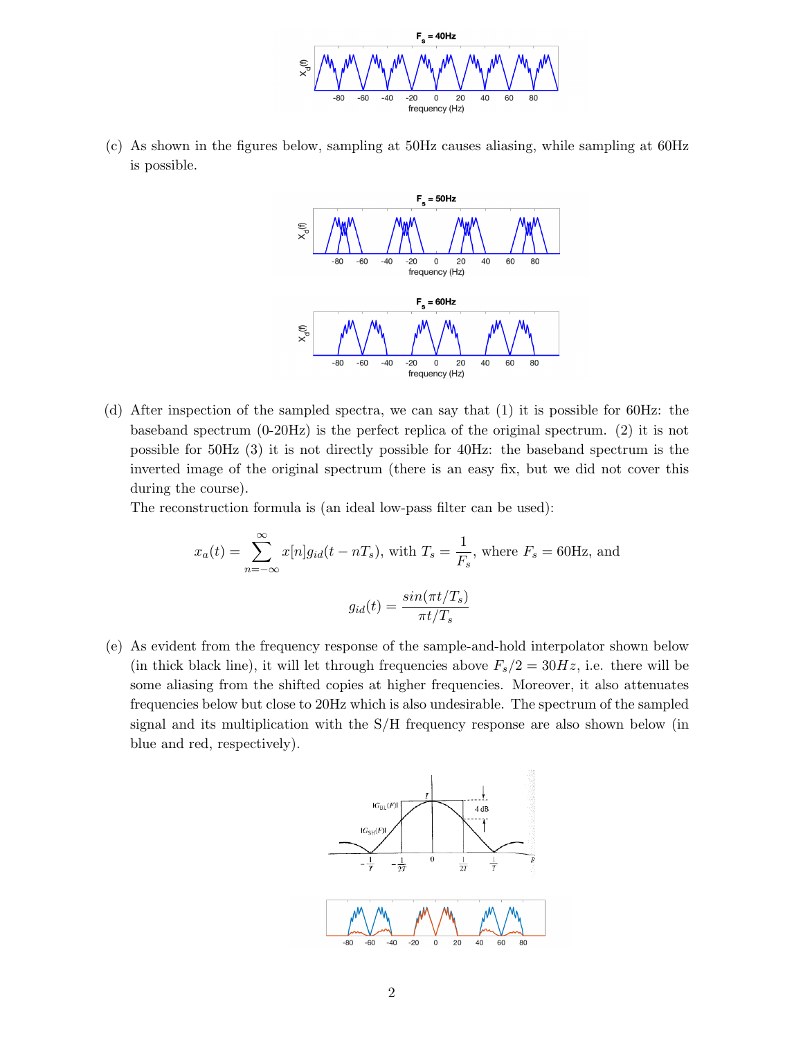(c) As shown in the figures below, sampling at 50Hz causes aliasing, while sampling at 60Hz is possible.

(d) After inspection of the sampled spectra, we can say that (1) it is possible for 60Hz: the baseband spectrum (0-20Hz) is the perfect replica of the original spectrum. (2) it is not possible for 50Hz (3) it is not directly possible for 40Hz: the baseband spectrum is the inverted image of the original spectrum (there is an easy fix, but we did not cover this during the course).

The reconstruction formula is (an ideal low-pass filter can be used):

$$x_a(t) = \sum_{n=-\infty}^{\infty} x[n] g_{id}(t - nT_s), \text{ with } T_s = \frac{1}{F_s}, \text{ where } F_s = 60\text{Hz, and}$$

$$g_{id}(t) = \frac{sin(\pi t/T_s)}{\pi t/T_s}$$

(e) As evident from the frequency response of the sample-and-hold interpolator shown below (in thick black line), it will let through frequencies above $F_s/2 = 30Hz$, i.e. there will be some aliasing from the shifted copies at higher frequencies. Moreover, it also attenuates frequencies below but close to 20Hz which is also undesirable. The spectrum of the sampled signal and its multiplication with the S/H frequency response are also shown below (in blue and red, respectively).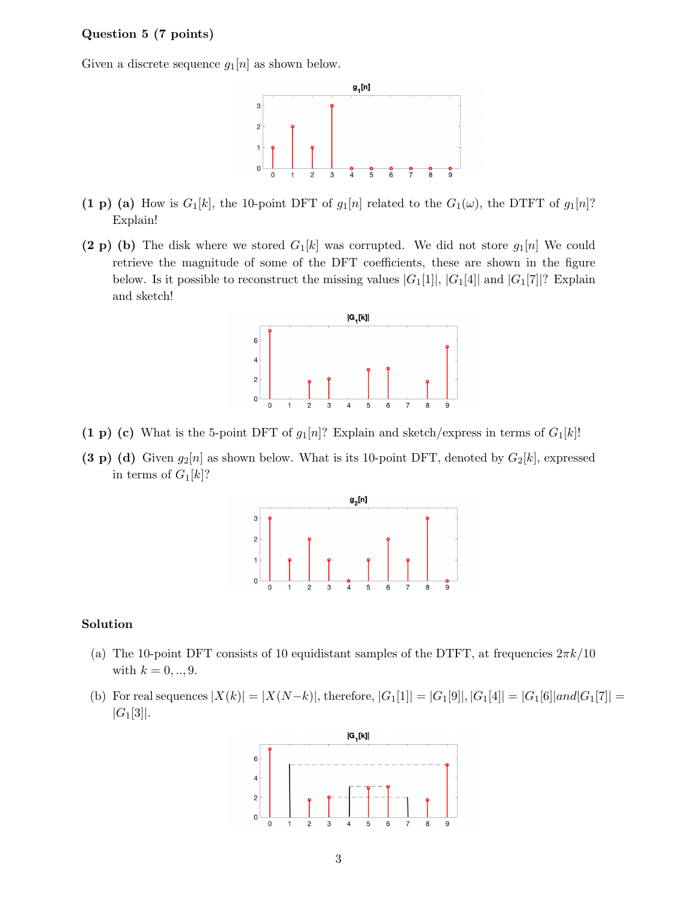**Question 5 (7 points)**

Given a discrete sequence $g_1[n]$ as shown below.

**(1 p) (a)** How is $G_1[k]$, the 10-point DFT of $g_1[n]$ related to the $G_1(\omega)$, the DTFT of $g_1[n]$? Explain!

**(2 p) (b)** The disk where we stored $G_1[k]$ was corrupted. We did not store $g_1[n]$ We could retrieve the magnitude of some of the DFT coefficients, these are shown in the figure below. Is it possible to reconstruct the missing values $|G_1[1]|$, $|G_1[4]|$ and $|G_1[7]|$? Explain and sketch!

**(1 p) (c)** What is the 5-point DFT of $g_1[n]$? Explain and sketch/express in terms of $G_1[k]$!

**(3 p) (d)** Given $g_2[n]$ as shown below. What is its 10-point DFT, denoted by $G_2[k]$, expressed in terms of $G_1[k]$?

**Solution**

(a) The 10-point DFT consists of 10 equidistant samples of the DTFT, at frequencies $2\pi k/10$ with $k = 0, .., 9$.

(b) For real sequences $|X(k)| = |X(N-k)|$, therefore, $|G_1[1]| = |G_1[9]|, |G_1[4]| = |G_1[6]| and |G_1[7]| = |G_1[3]|$.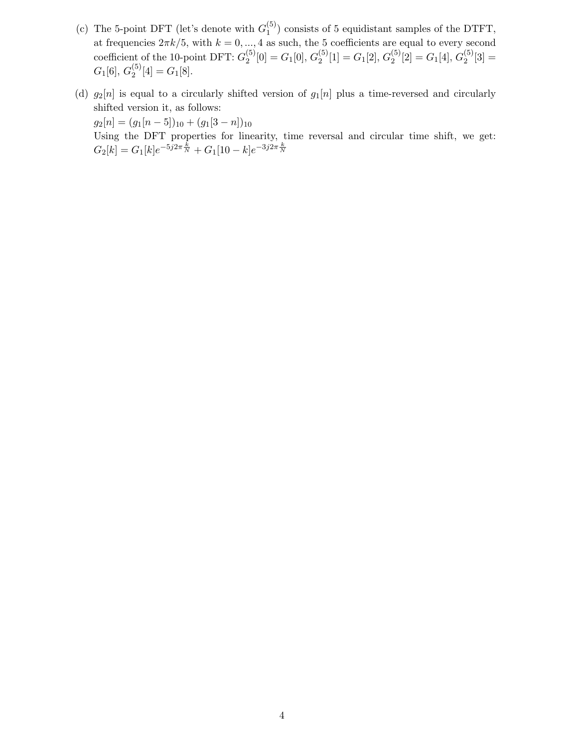(c) The 5-point DFT (let's denote with $G_1^{(5)}$) consists of 5 equidistant samples of the DTFT, at frequencies $2\pi k/5$, with $k = 0, ..., 4$ as such, the 5 coefficients are equal to every second coefficient of the 10-point DFT: $G_2^{(5)}[0] = G_1[0]$, $G_2^{(5)}[1] = G_1[2]$, $G_2^{(5)}[2] = G_1[4]$, $G_2^{(5)}[3] = G_1[6]$, $G_2^{(5)}[4] = G_1[8]$.

(d) $g_2[n]$ is equal to a circularly shifted version of $g_1[n]$ plus a time-reversed and circularly shifted version it, as follows:
$g_2[n] = (g_1[n-5])_{10} + (g_1[3-n])_{10}$
Using the DFT properties for linearity, time reversal and circular time shift, we get:
$G_2[k] = G_1[k]e^{-5j2\pi\frac{k}{N}} + G_1[10-k]e^{-3j2\pi\frac{k}{N}}$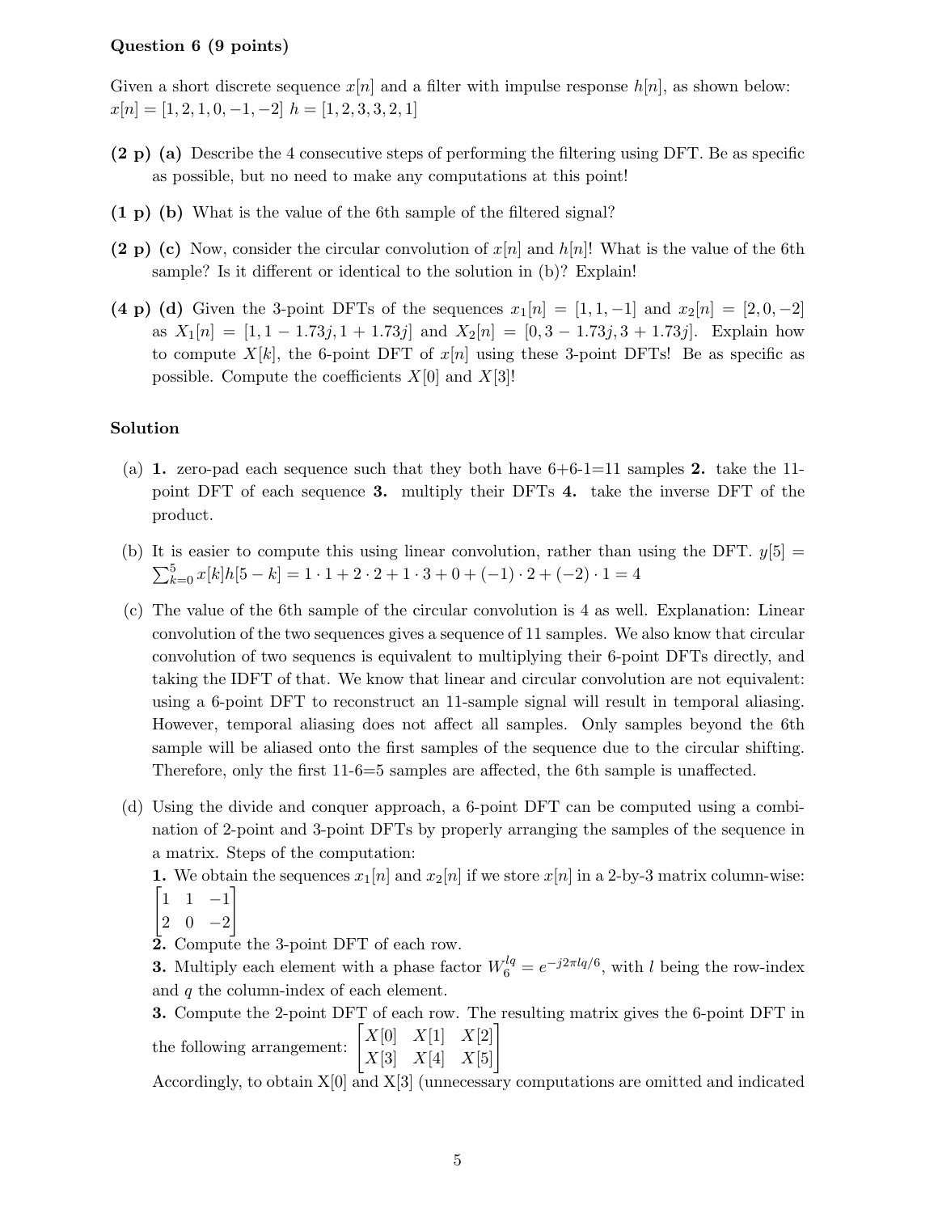**Question 6 (9 points)**

Given a short discrete sequence $x[n]$ and a filter with impulse response $h[n]$, as shown below:
$x[n] = [1, 2, 1, 0, -1, -2]$ $h = [1, 2, 3, 3, 2, 1]$

**(2 p) (a)** Describe the 4 consecutive steps of performing the filtering using DFT. Be as specific as possible, but no need to make any computations at this point!

**(1 p) (b)** What is the value of the 6th sample of the filtered signal?

**(2 p) (c)** Now, consider the circular convolution of $x[n]$ and $h[n]$! What is the value of the 6th sample? Is it different or identical to the solution in (b)? Explain!

**(4 p) (d)** Given the 3-point DFTs of the sequences $x_1[n] = [1, 1, -1]$ and $x_2[n] = [2, 0, -2]$ as $X_1[n] = [1, 1 - 1.73j, 1 + 1.73j]$ and $X_2[n] = [0, 3 - 1.73j, 3 + 1.73j]$. Explain how to compute $X[k]$, the 6-point DFT of $x[n]$ using these 3-point DFTs! Be as specific as possible. Compute the coefficients $X[0]$ and $X[3]$!

### Solution

(a) **1.** zero-pad each sequence such that they both have 6+6-1=11 samples **2.** take the 11-point DFT of each sequence **3.** multiply their DFTs **4.** take the inverse DFT of the product.

(b) It is easier to compute this using linear convolution, rather than using the DFT. $y[5] = \sum_{k=0}^{5} x[k]h[5-k] = 1 \cdot 1 + 2 \cdot 2 + 1 \cdot 3 + 0 + (-1) \cdot 2 + (-2) \cdot 1 = 4$

(c) The value of the 6th sample of the circular convolution is 4 as well. Explanation: Linear convolution of the two sequences gives a sequence of 11 samples. We also know that circular convolution of two sequencs is equivalent to multiplying their 6-point DFTs directly, and taking the IDFT of that. We know that linear and circular convolution are not equivalent: using a 6-point DFT to reconstruct an 11-sample signal will result in temporal aliasing. However, temporal aliasing does not affect all samples. Only samples beyond the 6th sample will be aliased onto the first samples of the sequence due to the circular shifting. Therefore, only the first 11-6=5 samples are affected, the 6th sample is unaffected.

(d) Using the divide and conquer approach, a 6-point DFT can be computed using a combination of 2-point and 3-point DFTs by properly arranging the samples of the sequence in a matrix. Steps of the computation:
**1.** We obtain the sequences $x_1[n]$ and $x_2[n]$ if we store $x[n]$ in a 2-by-3 matrix column-wise:
$$\begin{bmatrix} 1 & 1 & -1 \\ 2 & 0 & -2 \end{bmatrix}$$
**2.** Compute the 3-point DFT of each row.
**3.** Multiply each element with a phase factor $W_6^{lq} = e^{-j2\pi lq/6}$, with $l$ being the row-index and $q$ the column-index of each element.
**3.** Compute the 2-point DFT of each row. The resulting matrix gives the 6-point DFT in the following arrangement: $\begin{bmatrix} X[0] & X[1] & X[2] \\ X[3] & X[4] & X[5] \end{bmatrix}$
Accordingly, to obtain X[0] and X[3] (unnecessary computations are omitted and indicated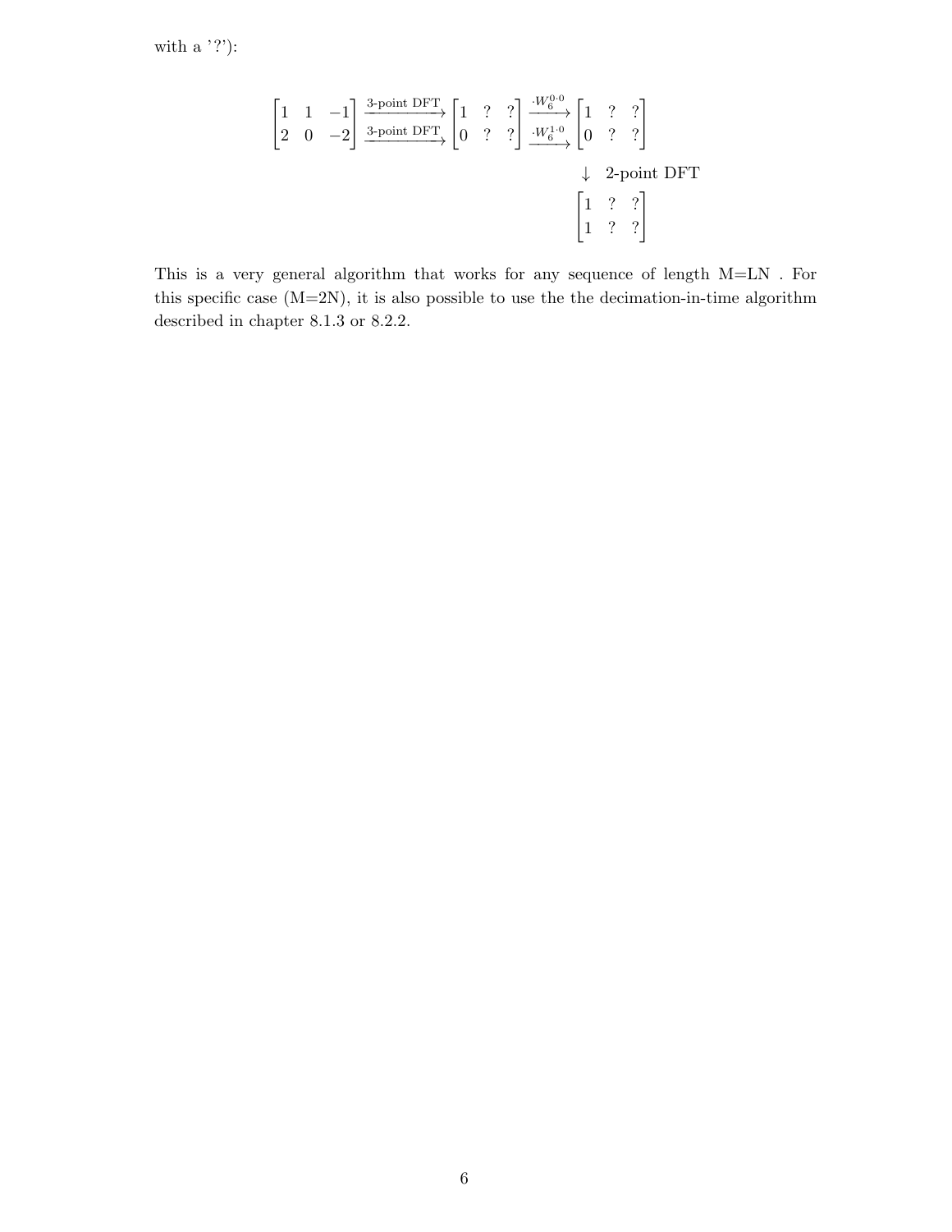with a '?'):

$$
\begin{bmatrix} 1 & 1 & -1 \\ 2 & 0 & -2 \end{bmatrix}
\begin{matrix} \xrightarrow{\text{3-point DFT}} \\ \xrightarrow{\text{3-point DFT}} \end{matrix}
\begin{bmatrix} 1 & ? & ? \\ 0 & ? & ? \end{bmatrix}
\begin{matrix} \xrightarrow{\cdot W_6^{0\cdot 0}} \\ \xrightarrow{\cdot W_6^{1\cdot 0}} \end{matrix}
\begin{bmatrix} 1 & ? & ? \\ 0 & ? & ? \end{bmatrix}
$$

$$
\downarrow \text{ 2-point DFT}
$$

$$
\begin{bmatrix} 1 & ? & ? \\ 1 & ? & ? \end{bmatrix}
$$

This is a very general algorithm that works for any sequence of length M=LN . For this specific case (M=2N), it is also possible to use the the decimation-in-time algorithm described in chapter 8.1.3 or 8.2.2.